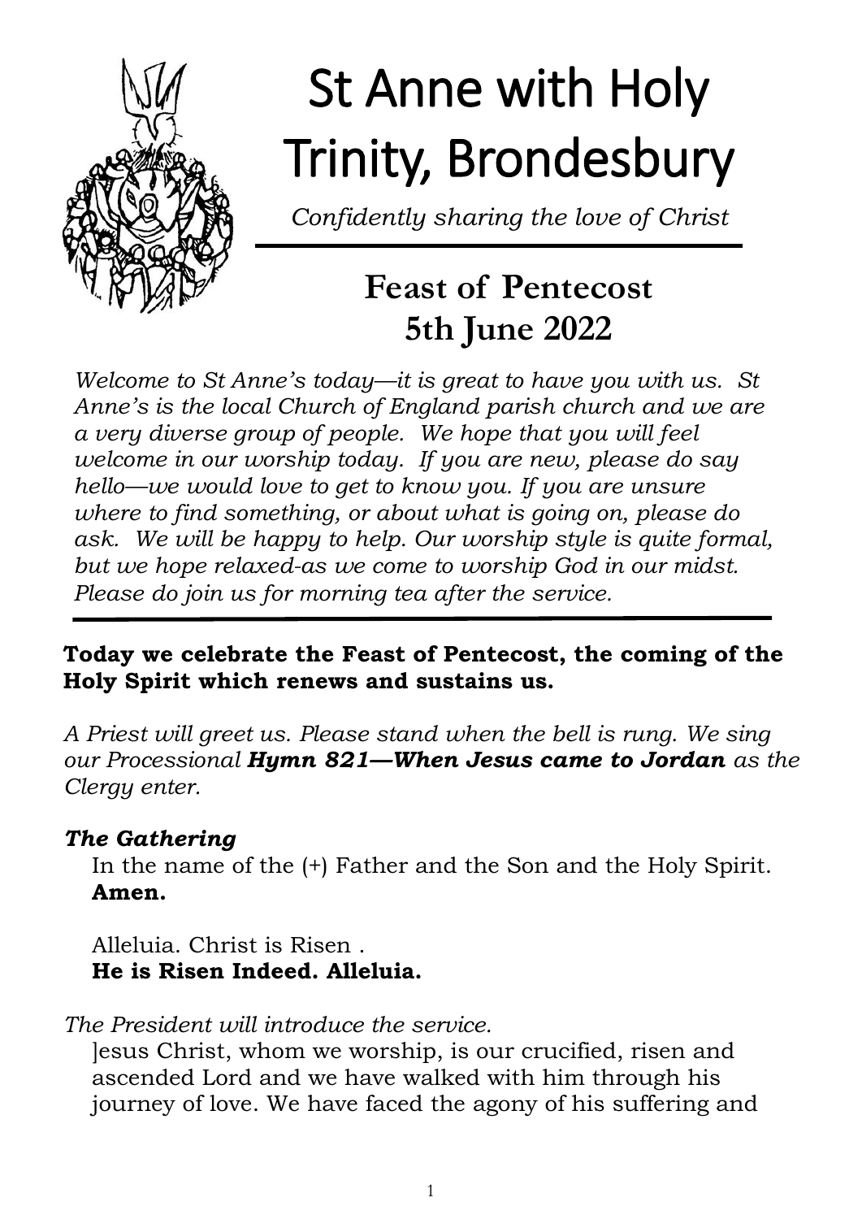# St Anne with Holy Trinity, Brondesbury

*Confidently sharing the love of Christ*

## Feast of Pentecost
## 5th June 2022

*Welcome to St Anne's today—it is great to have you with us. St Anne's is the local Church of England parish church and we are a very diverse group of people. We hope that you will feel welcome in our worship today. If you are new, please do say hello—we would love to get to know you. If you are unsure where to find something, or about what is going on, please do ask. We will be happy to help. Our worship style is quite formal, but we hope relaxed-as we come to worship God in our midst. Please do join us for morning tea after the service.*

**Today we celebrate the Feast of Pentecost, the coming of the Holy Spirit which renews and sustains us.**

*A Priest will greet us. Please stand when the bell is rung. We sing our Processional **Hymn 821—When Jesus came to Jordan** as the Clergy enter.*

***The Gathering***

In the name of the (+) Father and the Son and the Holy Spirit.
**Amen.**

Alleluia. Christ is Risen .
**He is Risen Indeed. Alleluia.**

*The President will introduce the service.*

]esus Christ, whom we worship, is our crucified, risen and ascended Lord and we have walked with him through his journey of love. We have faced the agony of his suffering and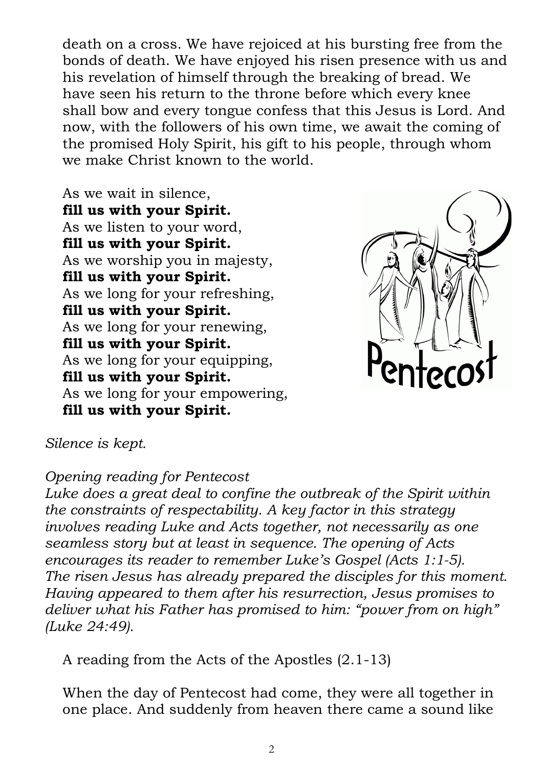death on a cross. We have rejoiced at his bursting free from the bonds of death. We have enjoyed his risen presence with us and his revelation of himself through the breaking of bread. We have seen his return to the throne before which every knee shall bow and every tongue confess that this Jesus is Lord. And now, with the followers of his own time, we await the coming of the promised Holy Spirit, his gift to his people, through whom we make Christ known to the world.

As we wait in silence,
**fill us with your Spirit.**
As we listen to your word,
**fill us with your Spirit.**
As we worship you in majesty,
**fill us with your Spirit.**
As we long for your refreshing,
**fill us with your Spirit.**
As we long for your renewing,
**fill us with your Spirit.**
As we long for your equipping,
**fill us with your Spirit.**
As we long for your empowering,
**fill us with your Spirit.**

*Silence is kept.*

*Opening reading for Pentecost*
*Luke does a great deal to confine the outbreak of the Spirit within the constraints of respectability. A key factor in this strategy involves reading Luke and Acts together, not necessarily as one seamless story but at least in sequence. The opening of Acts encourages its reader to remember Luke's Gospel (Acts 1:1-5). The risen Jesus has already prepared the disciples for this moment. Having appeared to them after his resurrection, Jesus promises to deliver what his Father has promised to him: "power from on high" (Luke 24:49).*

A reading from the Acts of the Apostles (2.1-13)

When the day of Pentecost had come, they were all together in one place. And suddenly from heaven there came a sound like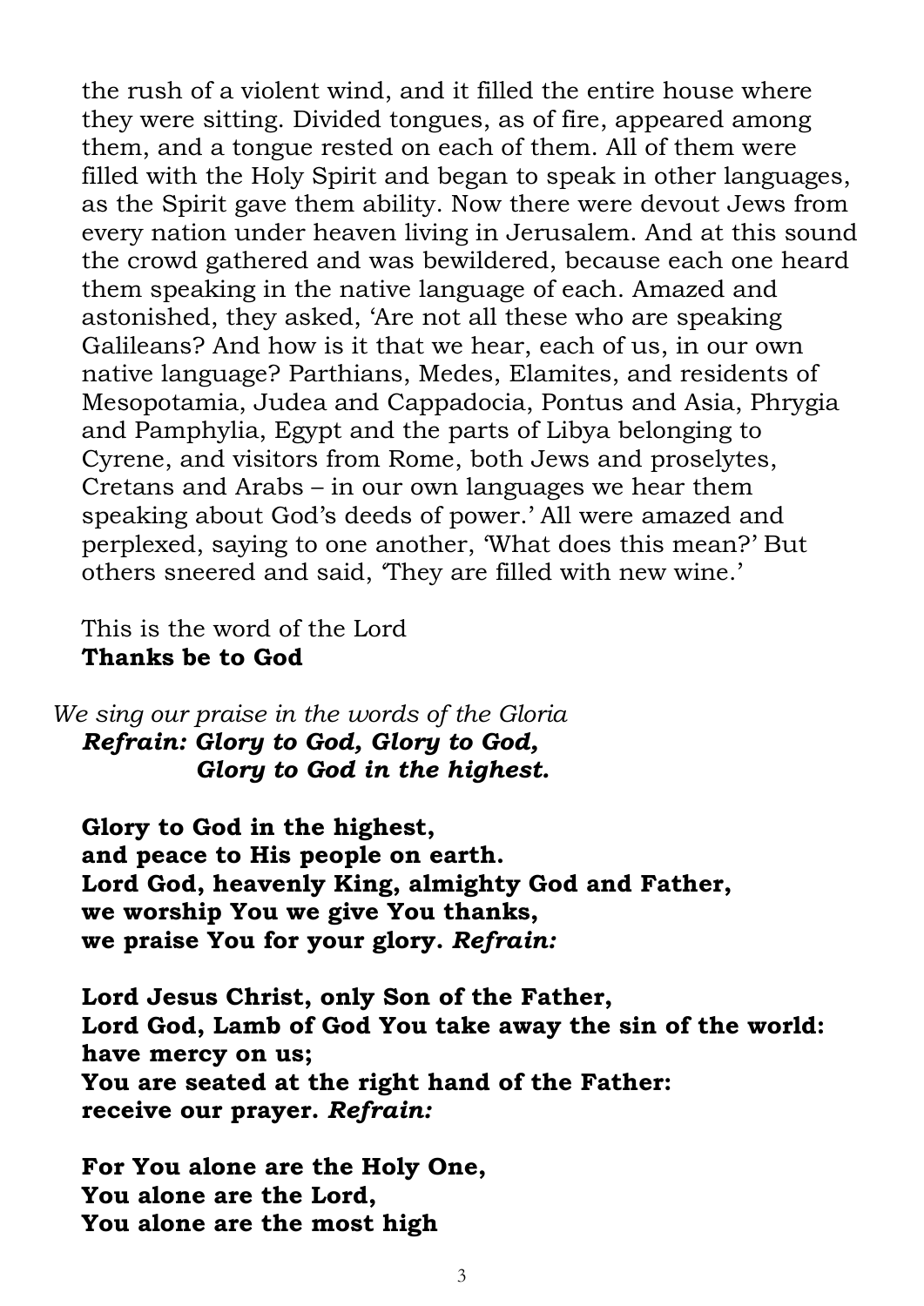the rush of a violent wind, and it filled the entire house where they were sitting. Divided tongues, as of fire, appeared among them, and a tongue rested on each of them. All of them were filled with the Holy Spirit and began to speak in other languages, as the Spirit gave them ability. Now there were devout Jews from every nation under heaven living in Jerusalem. And at this sound the crowd gathered and was bewildered, because each one heard them speaking in the native language of each. Amazed and astonished, they asked, 'Are not all these who are speaking Galileans? And how is it that we hear, each of us, in our own native language? Parthians, Medes, Elamites, and residents of Mesopotamia, Judea and Cappadocia, Pontus and Asia, Phrygia and Pamphylia, Egypt and the parts of Libya belonging to Cyrene, and visitors from Rome, both Jews and proselytes, Cretans and Arabs – in our own languages we hear them speaking about God's deeds of power.' All were amazed and perplexed, saying to one another, 'What does this mean?' But others sneered and said, 'They are filled with new wine.'

This is the word of the Lord
**Thanks be to God**

*We sing our praise in the words of the Gloria*
***Refrain: Glory to God, Glory to God,***
***Glory to God in the highest.***

**Glory to God in the highest,**
**and peace to His people on earth.**
**Lord God, heavenly King, almighty God and Father,**
**we worship You we give You thanks,**
**we praise You for your glory.** ***Refrain:***

**Lord Jesus Christ, only Son of the Father,**
**Lord God, Lamb of God You take away the sin of the world:**
**have mercy on us;**
**You are seated at the right hand of the Father:**
**receive our prayer.** ***Refrain:***

**For You alone are the Holy One,**
**You alone are the Lord,**
**You alone are the most high**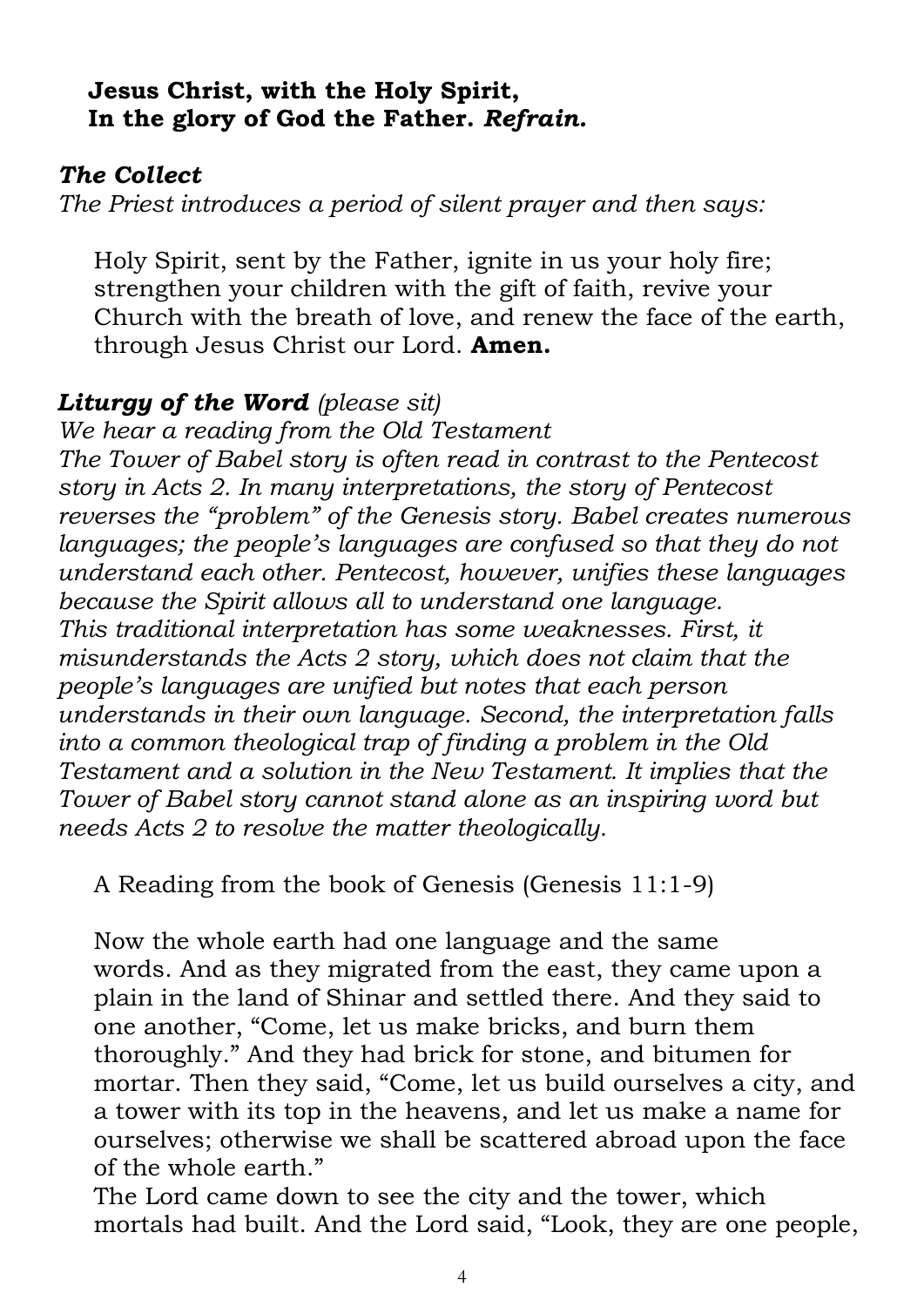**Jesus Christ, with the Holy Spirit,**
**In the glory of God the Father.** ***Refrain.***

***The Collect***

*The Priest introduces a period of silent prayer and then says:*

Holy Spirit, sent by the Father, ignite in us your holy fire; strengthen your children with the gift of faith, revive your Church with the breath of love, and renew the face of the earth, through Jesus Christ our Lord. **Amen.**

***Liturgy of the Word*** *(please sit)*

*We hear a reading from the Old Testament*
*The Tower of Babel story is often read in contrast to the Pentecost story in Acts 2. In many interpretations, the story of Pentecost reverses the "problem" of the Genesis story. Babel creates numerous languages; the people's languages are confused so that they do not understand each other. Pentecost, however, unifies these languages because the Spirit allows all to understand one language.*
*This traditional interpretation has some weaknesses. First, it misunderstands the Acts 2 story, which does not claim that the people's languages are unified but notes that each person understands in their own language. Second, the interpretation falls into a common theological trap of finding a problem in the Old Testament and a solution in the New Testament. It implies that the Tower of Babel story cannot stand alone as an inspiring word but needs Acts 2 to resolve the matter theologically.*

A Reading from the book of Genesis (Genesis 11:1-9)

Now the whole earth had one language and the same words. And as they migrated from the east, they came upon a plain in the land of Shinar and settled there. And they said to one another, "Come, let us make bricks, and burn them thoroughly." And they had brick for stone, and bitumen for mortar. Then they said, "Come, let us build ourselves a city, and a tower with its top in the heavens, and let us make a name for ourselves; otherwise we shall be scattered abroad upon the face of the whole earth."
The Lord came down to see the city and the tower, which mortals had built. And the Lord said, "Look, they are one people,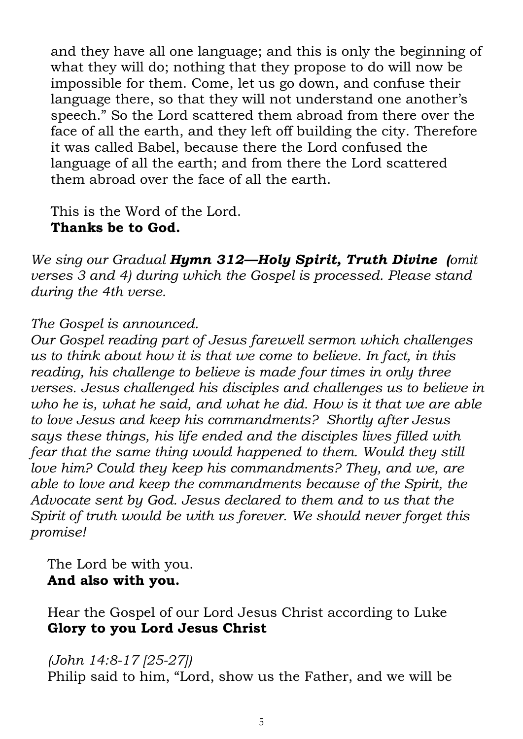and they have all one language; and this is only the beginning of what they will do; nothing that they propose to do will now be impossible for them. Come, let us go down, and confuse their language there, so that they will not understand one another's speech." So the Lord scattered them abroad from there over the face of all the earth, and they left off building the city. Therefore it was called Babel, because there the Lord confused the language of all the earth; and from there the Lord scattered them abroad over the face of all the earth.

This is the Word of the Lord.
**Thanks be to God.**

*We sing our Gradual **Hymn 312—Holy Spirit, Truth Divine (**omit verses 3 and 4) during which the Gospel is processed. Please stand during the 4th verse.*

*The Gospel is announced.*
*Our Gospel reading part of Jesus farewell sermon which challenges us to think about how it is that we come to believe. In fact, in this reading, his challenge to believe is made four times in only three verses. Jesus challenged his disciples and challenges us to believe in who he is, what he said, and what he did. How is it that we are able to love Jesus and keep his commandments? Shortly after Jesus says these things, his life ended and the disciples lives filled with fear that the same thing would happened to them. Would they still love him? Could they keep his commandments? They, and we, are able to love and keep the commandments because of the Spirit, the Advocate sent by God. Jesus declared to them and to us that the Spirit of truth would be with us forever. We should never forget this promise!*

The Lord be with you.
**And also with you.**

Hear the Gospel of our Lord Jesus Christ according to Luke
**Glory to you Lord Jesus Christ**

*(John 14:8-17 [25-27])*
Philip said to him, "Lord, show us the Father, and we will be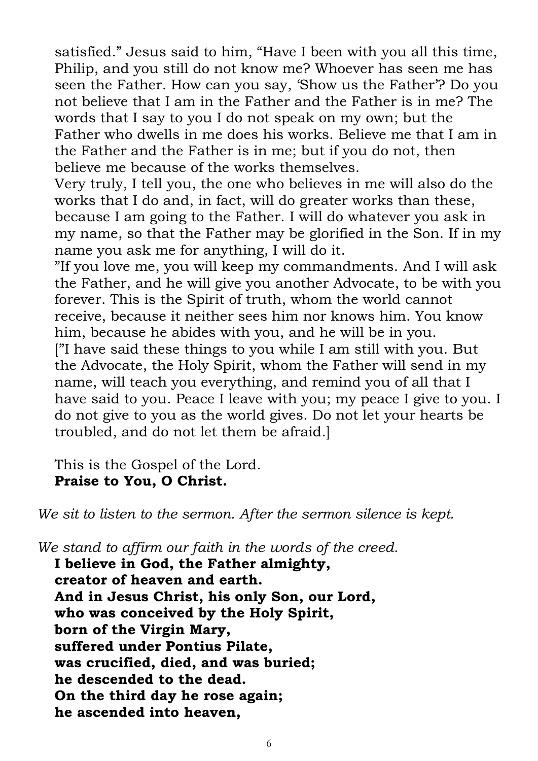satisfied.” Jesus said to him, “Have I been with you all this time, Philip, and you still do not know me? Whoever has seen me has seen the Father. How can you say, ‘Show us the Father’? Do you not believe that I am in the Father and the Father is in me? The words that I say to you I do not speak on my own; but the Father who dwells in me does his works. Believe me that I am in the Father and the Father is in me; but if you do not, then believe me because of the works themselves.

Very truly, I tell you, the one who believes in me will also do the works that I do and, in fact, will do greater works than these, because I am going to the Father. I will do whatever you ask in my name, so that the Father may be glorified in the Son. If in my name you ask me for anything, I will do it.

”If you love me, you will keep my commandments. And I will ask the Father, and he will give you another Advocate, to be with you forever. This is the Spirit of truth, whom the world cannot receive, because it neither sees him nor knows him. You know him, because he abides with you, and he will be in you.

[”I have said these things to you while I am still with you. But the Advocate, the Holy Spirit, whom the Father will send in my name, will teach you everything, and remind you of all that I have said to you. Peace I leave with you; my peace I give to you. I do not give to you as the world gives. Do not let your hearts be troubled, and do not let them be afraid.]

This is the Gospel of the Lord.
**Praise to You, O Christ.**

*We sit to listen to the sermon. After the sermon silence is kept.*

*We stand to affirm our faith in the words of the creed.*

**I believe in God, the Father almighty,**
**creator of heaven and earth.**
**And in Jesus Christ, his only Son, our Lord,**
**who was conceived by the Holy Spirit,**
**born of the Virgin Mary,**
**suffered under Pontius Pilate,**
**was crucified, died, and was buried;**
**he descended to the dead.**
**On the third day he rose again;**
**he ascended into heaven,**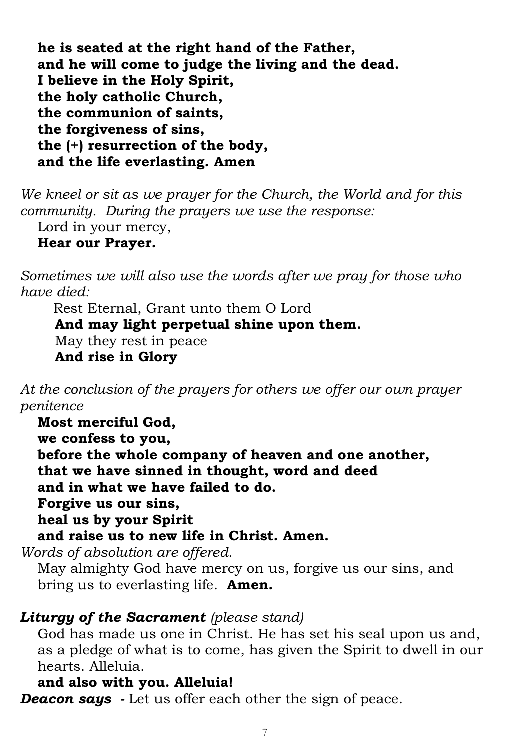**he is seated at the right hand of the Father,**
**and he will come to judge the living and the dead.**
**I believe in the Holy Spirit,**
**the holy catholic Church,**
**the communion of saints,**
**the forgiveness of sins,**
**the (+) resurrection of the body,**
**and the life everlasting. Amen**

*We kneel or sit as we prayer for the Church, the World and for this community. During the prayers we use the response:*

Lord in your mercy,
**Hear our Prayer.**

*Sometimes we will also use the words after we pray for those who have died:*

Rest Eternal, Grant unto them O Lord
**And may light perpetual shine upon them.**
May they rest in peace
**And rise in Glory**

*At the conclusion of the prayers for others we offer our own prayer penitence*

**Most merciful God,**
**we confess to you,**
**before the whole company of heaven and one another,**
**that we have sinned in thought, word and deed**
**and in what we have failed to do.**
**Forgive us our sins,**
**heal us by your Spirit**
**and raise us to new life in Christ. Amen.**

*Words of absolution are offered.*

May almighty God have mercy on us, forgive us our sins, and bring us to everlasting life. **Amen.**

***Liturgy of the Sacrament*** *(please stand)*

God has made us one in Christ. He has set his seal upon us and, as a pledge of what is to come, has given the Spirit to dwell in our hearts. Alleluia.
**and also with you. Alleluia!**

***Deacon says*** - Let us offer each other the sign of peace.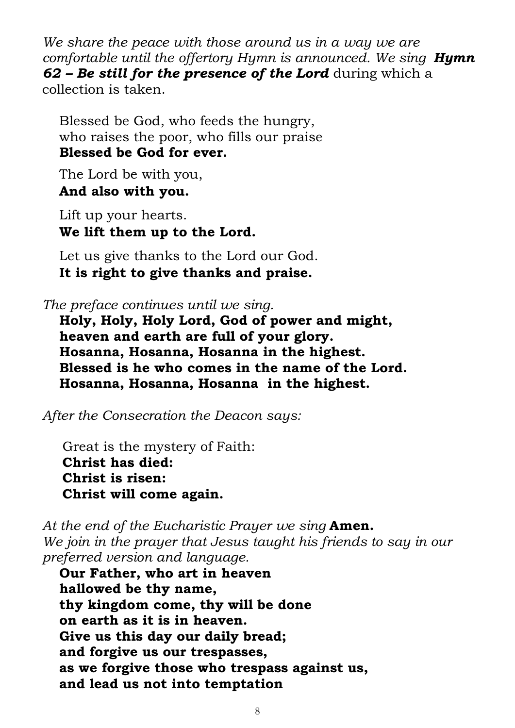*We share the peace with those around us in a way we are comfortable until the offertory Hymn is announced. We sing* ***Hymn 62 – Be still for the presence of the Lord*** during which a collection is taken.

Blessed be God, who feeds the hungry,
who raises the poor, who fills our praise
**Blessed be God for ever.**

The Lord be with you,
**And also with you.**

Lift up your hearts.
**We lift them up to the Lord.**

Let us give thanks to the Lord our God.
**It is right to give thanks and praise.**

*The preface continues until we sing.*

**Holy, Holy, Holy Lord, God of power and might,
heaven and earth are full of your glory.
Hosanna, Hosanna, Hosanna in the highest.
Blessed is he who comes in the name of the Lord.
Hosanna, Hosanna, Hosanna in the highest.**

*After the Consecration the Deacon says:*

Great is the mystery of Faith:
**Christ has died:
Christ is risen:
Christ will come again.**

*At the end of the Eucharistic Prayer we sing* **Amen.**
*We join in the prayer that Jesus taught his friends to say in our preferred version and language.*

**Our Father, who art in heaven
hallowed be thy name,
thy kingdom come, thy will be done
on earth as it is in heaven.
Give us this day our daily bread;
and forgive us our trespasses,
as we forgive those who trespass against us,
and lead us not into temptation**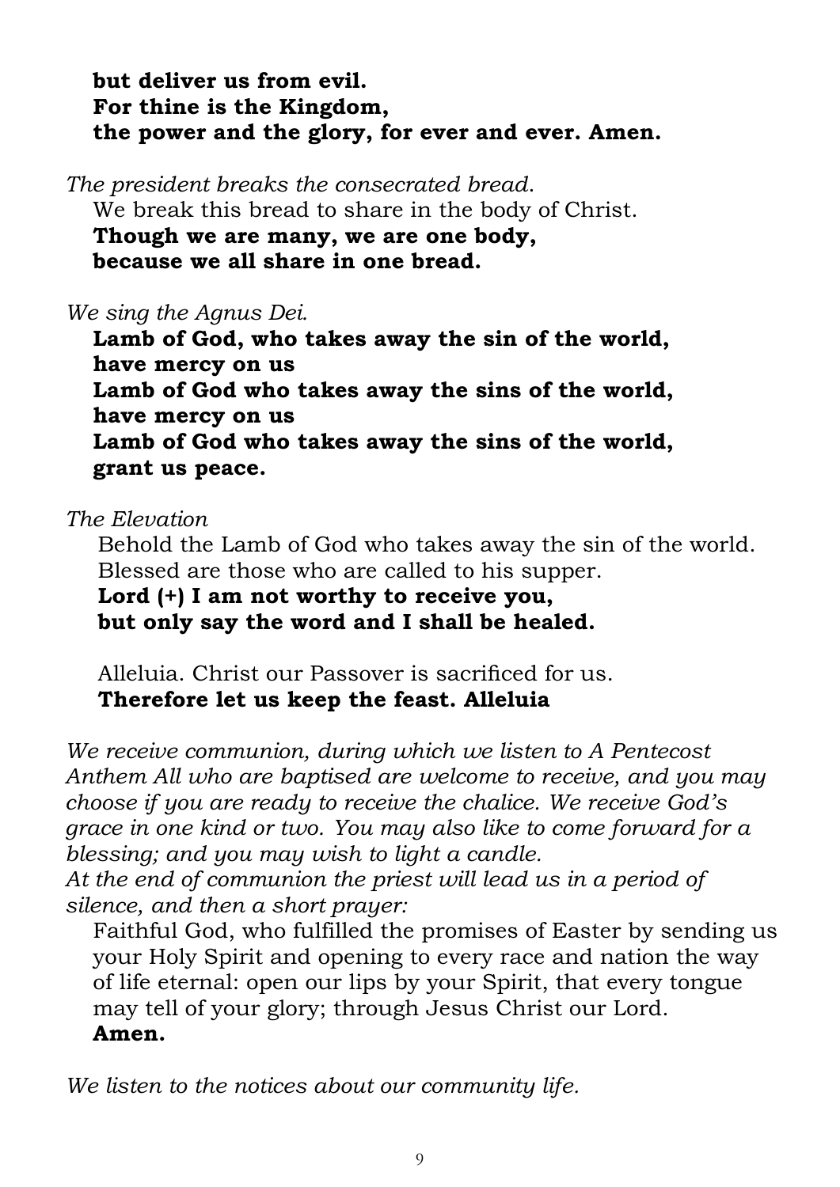**but deliver us from evil.**
**For thine is the Kingdom,**
**the power and the glory, for ever and ever. Amen.**

*The president breaks the consecrated bread.*

We break this bread to share in the body of Christ.
**Though we are many, we are one body,**
**because we all share in one bread.**

*We sing the Agnus Dei.*

**Lamb of God, who takes away the sin of the world,**
**have mercy on us**
**Lamb of God who takes away the sins of the world,**
**have mercy on us**
**Lamb of God who takes away the sins of the world,**
**grant us peace.**

*The Elevation*

Behold the Lamb of God who takes away the sin of the world.
Blessed are those who are called to his supper.
**Lord (+) I am not worthy to receive you,**
**but only say the word and I shall be healed.**

Alleluia. Christ our Passover is sacrificed for us.
**Therefore let us keep the feast. Alleluia**

*We receive communion, during which we listen to A Pentecost Anthem All who are baptised are welcome to receive, and you may choose if you are ready to receive the chalice. We receive God's grace in one kind or two. You may also like to come forward for a blessing; and you may wish to light a candle.*
*At the end of communion the priest will lead us in a period of silence, and then a short prayer:*

Faithful God, who fulfilled the promises of Easter by sending us your Holy Spirit and opening to every race and nation the way of life eternal: open our lips by your Spirit, that every tongue may tell of your glory; through Jesus Christ our Lord.
**Amen.**

*We listen to the notices about our community life.*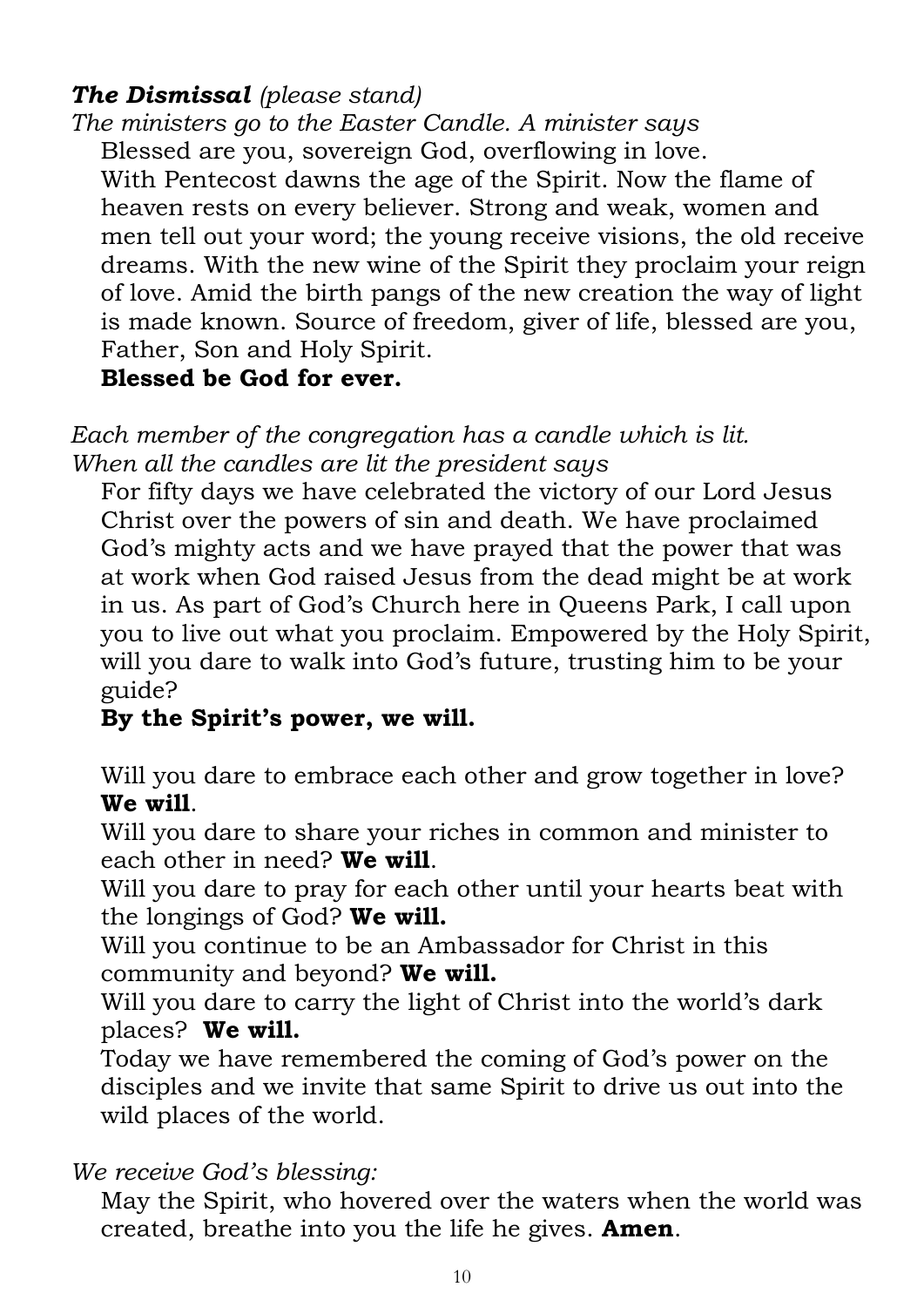***The Dismissal*** *(please stand)*

*The ministers go to the Easter Candle. A minister says*

Blessed are you, sovereign God, overflowing in love.
With Pentecost dawns the age of the Spirit. Now the flame of heaven rests on every believer. Strong and weak, women and men tell out your word; the young receive visions, the old receive dreams. With the new wine of the Spirit they proclaim your reign of love. Amid the birth pangs of the new creation the way of light is made known. Source of freedom, giver of life, blessed are you, Father, Son and Holy Spirit.
**Blessed be God for ever.**

*Each member of the congregation has a candle which is lit.*
*When all the candles are lit the president says*

For fifty days we have celebrated the victory of our Lord Jesus Christ over the powers of sin and death. We have proclaimed God's mighty acts and we have prayed that the power that was at work when God raised Jesus from the dead might be at work in us. As part of God's Church here in Queens Park, I call upon you to live out what you proclaim. Empowered by the Holy Spirit, will you dare to walk into God's future, trusting him to be your guide?
**By the Spirit's power, we will.**

Will you dare to embrace each other and grow together in love? **We will**.
Will you dare to share your riches in common and minister to each other in need? **We will**.
Will you dare to pray for each other until your hearts beat with the longings of God? **We will.**
Will you continue to be an Ambassador for Christ in this community and beyond? **We will.**
Will you dare to carry the light of Christ into the world's dark places? **We will.**
Today we have remembered the coming of God's power on the disciples and we invite that same Spirit to drive us out into the wild places of the world.

*We receive God's blessing:*

May the Spirit, who hovered over the waters when the world was created, breathe into you the life he gives. **Amen**.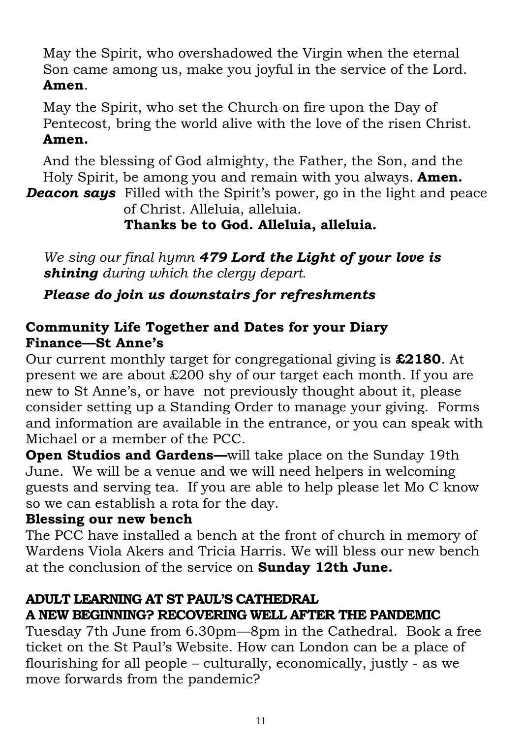May the Spirit, who overshadowed the Virgin when the eternal Son came among us, make you joyful in the service of the Lord. **Amen**.

May the Spirit, who set the Church on fire upon the Day of Pentecost, bring the world alive with the love of the risen Christ. **Amen.**

And the blessing of God almighty, the Father, the Son, and the Holy Spirit, be among you and remain with you always. **Amen.**

***Deacon says*** Filled with the Spirit's power, go in the light and peace of Christ. Alleluia, alleluia.
**Thanks be to God. Alleluia, alleluia.**

*We sing our final hymn **479 Lord the Light of your love is shining** during which the clergy depart.*

***Please do join us downstairs for refreshments***

## Community Life Together and Dates for your Diary

### Finance—St Anne's

Our current monthly target for congregational giving is **£2180**. At present we are about £200 shy of our target each month. If you are new to St Anne's, or have not previously thought about it, please consider setting up a Standing Order to manage your giving. Forms and information are available in the entrance, or you can speak with Michael or a member of the PCC.

**Open Studios and Gardens—**will take place on the Sunday 19th June. We will be a venue and we will need helpers in welcoming guests and serving tea. If you are able to help please let Mo C know so we can establish a rota for the day.

### Blessing our new bench

The PCC have installed a bench at the front of church in memory of Wardens Viola Akers and Tricia Harris. We will bless our new bench at the conclusion of the service on **Sunday 12th June.**

## ADULT LEARNING AT ST PAUL'S CATHEDRAL
## A NEW BEGINNING? RECOVERING WELL AFTER THE PANDEMIC

Tuesday 7th June from 6.30pm—8pm in the Cathedral. Book a free ticket on the St Paul's Website. How can London can be a place of flourishing for all people – culturally, economically, justly - as we move forwards from the pandemic?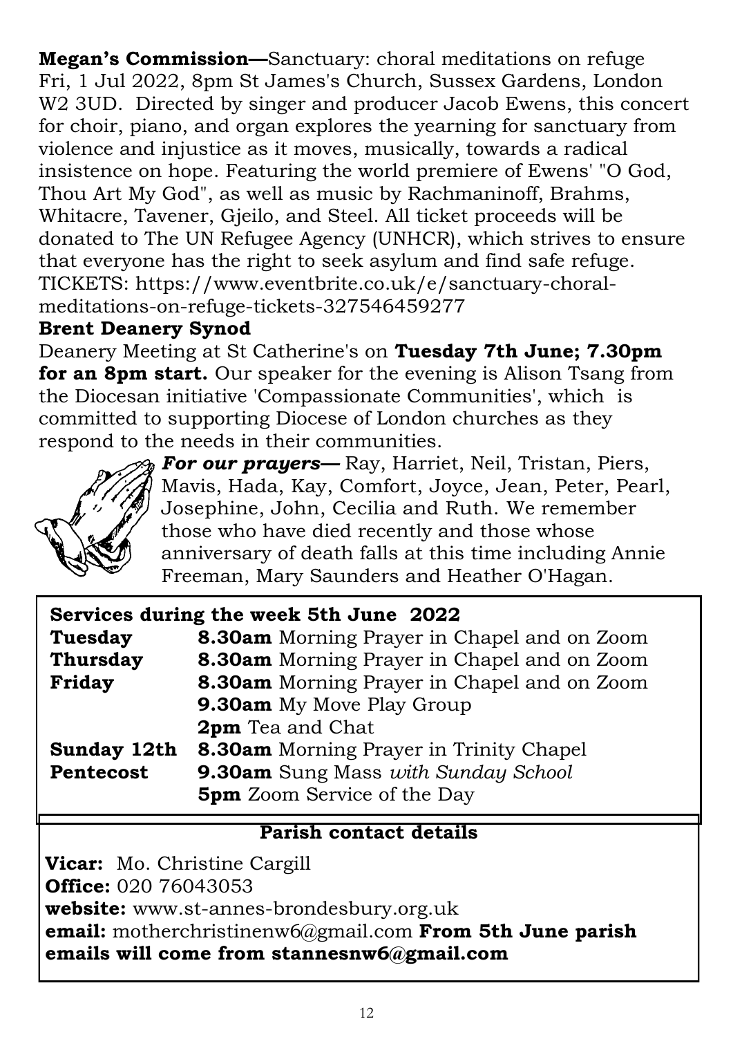**Megan's Commission—**Sanctuary: choral meditations on refuge Fri, 1 Jul 2022, 8pm St James's Church, Sussex Gardens, London W2 3UD. Directed by singer and producer Jacob Ewens, this concert for choir, piano, and organ explores the yearning for sanctuary from violence and injustice as it moves, musically, towards a radical insistence on hope. Featuring the world premiere of Ewens' "O God, Thou Art My God", as well as music by Rachmaninoff, Brahms, Whitacre, Tavener, Gjeilo, and Steel. All ticket proceeds will be donated to The UN Refugee Agency (UNHCR), which strives to ensure that everyone has the right to seek asylum and find safe refuge. TICKETS: https://www.eventbrite.co.uk/e/sanctuary-choral-meditations-on-refuge-tickets-327546459277

**Brent Deanery Synod**

Deanery Meeting at St Catherine's on **Tuesday 7th June; 7.30pm for an 8pm start.** Our speaker for the evening is Alison Tsang from the Diocesan initiative 'Compassionate Communities', which is committed to supporting Diocese of London churches as they respond to the needs in their communities.

***For our prayers—*** Ray, Harriet, Neil, Tristan, Piers, Mavis, Hada, Kay, Comfort, Joyce, Jean, Peter, Pearl, Josephine, John, Cecilia and Ruth. We remember those who have died recently and those whose anniversary of death falls at this time including Annie Freeman, Mary Saunders and Heather O'Hagan.

**Services during the week 5th June 2022**

| | |
|---|---|
| **Tuesday** | **8.30am** Morning Prayer in Chapel and on Zoom |
| **Thursday** | **8.30am** Morning Prayer in Chapel and on Zoom |
| **Friday** | **8.30am** Morning Prayer in Chapel and on Zoom |
| | **9.30am** My Move Play Group |
| | **2pm** Tea and Chat |
| **Sunday 12th** | **8.30am** Morning Prayer in Trinity Chapel |
| **Pentecost** | **9.30am** Sung Mass *with Sunday School* |
| | **5pm** Zoom Service of the Day |

**Parish contact details**

**Vicar:** Mo. Christine Cargill
**Office:** 020 76043053
**website:** www.st-annes-brondesbury.org.uk
**email:** motherchristinenw6@gmail.com **From 5th June parish emails will come from stannesnw6@gmail.com**